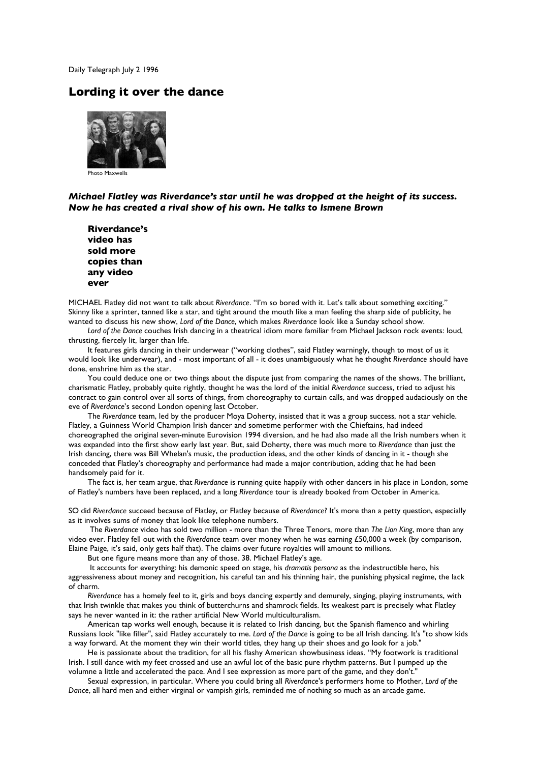Daily Telegraph July 2 1996

# Lording it over the dance

Photo Maxwells

***Michael Flatley was Riverdance's star until he was dropped at the height of its success. Now he has created a rival show of his own. He talks to Ismene Brown***

**Riverdance's video has sold more copies than any video ever**

MICHAEL Flatley did not want to talk about *Riverdance*. "I'm so bored with it. Let's talk about something exciting." Skinny like a sprinter, tanned like a star, and tight around the mouth like a man feeling the sharp side of publicity, he wanted to discuss his new show, *Lord of the Dance*, which makes *Riverdance* look like a Sunday school show.

*Lord of the Dance* couches Irish dancing in a theatrical idiom more familiar from Michael Jackson rock events: loud, thrusting, fiercely lit, larger than life.

It features girls dancing in their underwear ("working clothes", said Flatley warningly, though to most of us it would look like underwear), and - most important of all - it does unambiguously what he thought *Riverdance* should have done, enshrine him as the star.

You could deduce one or two things about the dispute just from comparing the names of the shows. The brilliant, charismatic Flatley, probably quite rightly, thought he was the lord of the initial *Riverdance* success, tried to adjust his contract to gain control over all sorts of things, from choreography to curtain calls, and was dropped audaciously on the eve of *Riverdance*'s second London opening last October.

The *Riverdance* team, led by the producer Moya Doherty, insisted that it was a group success, not a star vehicle. Flatley, a Guinness World Champion Irish dancer and sometime performer with the Chieftains, had indeed choreographed the original seven-minute Eurovision 1994 diversion, and he had also made all the Irish numbers when it was expanded into the first show early last year. But, said Doherty, there was much more to *Riverdance* than just the Irish dancing, there was Bill Whelan's music, the production ideas, and the other kinds of dancing in it - though she conceded that Flatley's choreography and performance had made a major contribution, adding that he had been handsomely paid for it.

The fact is, her team argue, that *Riverdance* is running quite happily with other dancers in his place in London, some of Flatley's numbers have been replaced, and a long *Riverdance* tour is already booked from October in America.

SO did *Riverdance* succeed because of Flatley, or Flatley because of *Riverdance*? It's more than a petty question, especially as it involves sums of money that look like telephone numbers.

The *Riverdance* video has sold two million - more than the Three Tenors, more than *The Lion King*, more than any video ever. Flatley fell out with the *Riverdance* team over money when he was earning £50,000 a week (by comparison, Elaine Paige, it's said, only gets half that). The claims over future royalties will amount to millions.

But one figure means more than any of those. 38. Michael Flatley's age.

It accounts for everything: his demonic speed on stage, his *dramatis persona* as the indestructible hero, his aggressiveness about money and recognition, his careful tan and his thinning hair, the punishing physical regime, the lack of charm.

*Riverdance* has a homely feel to it, girls and boys dancing expertly and demurely, singing, playing instruments, with that Irish twinkle that makes you think of butterchurns and shamrock fields. Its weakest part is precisely what Flatley says he never wanted in it: the rather artificial New World multiculturalism.

American tap works well enough, because it is related to Irish dancing, but the Spanish flamenco and whirling Russians look "like filler", said Flatley accurately to me. *Lord of the Dance* is going to be all Irish dancing. It's "to show kids a way forward. At the moment they win their world titles, they hang up their shoes and go look for a job."

He is passionate about the tradition, for all his flashy American showbusiness ideas. "My footwork is traditional Irish. I still dance with my feet crossed and use an awful lot of the basic pure rhythm patterns. But I pumped up the volumne a little and accelerated the pace. And I see expression as more part of the game, and they don't."

Sexual expression, in particular. Where you could bring all *Riverdance*'s performers home to Mother, *Lord of the Dance*, all hard men and either virginal or vampish girls, reminded me of nothing so much as an arcade game.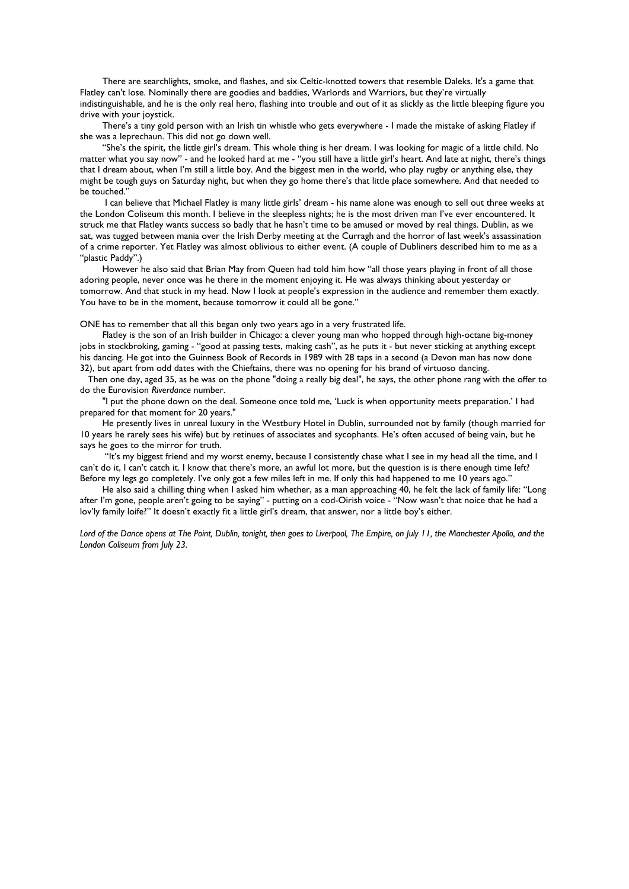There are searchlights, smoke, and flashes, and six Celtic-knotted towers that resemble Daleks. It's a game that Flatley can't lose. Nominally there are goodies and baddies, Warlords and Warriors, but they're virtually indistinguishable, and he is the only real hero, flashing into trouble and out of it as slickly as the little bleeping figure you drive with your joystick.

There's a tiny gold person with an Irish tin whistle who gets everywhere - I made the mistake of asking Flatley if she was a leprechaun. This did not go down well.

"She's the spirit, the little girl's dream. This whole thing is her dream. I was looking for magic of a little child. No matter what you say now" - and he looked hard at me - "you still have a little girl's heart. And late at night, there's things that I dream about, when I'm still a little boy. And the biggest men in the world, who play rugby or anything else, they might be tough guys on Saturday night, but when they go home there's that little place somewhere. And that needed to be touched."

I can believe that Michael Flatley is many little girls' dream - his name alone was enough to sell out three weeks at the London Coliseum this month. I believe in the sleepless nights; he is the most driven man I've ever encountered. It struck me that Flatley wants success so badly that he hasn't time to be amused or moved by real things. Dublin, as we sat, was tugged between mania over the Irish Derby meeting at the Curragh and the horror of last week's assassination of a crime reporter. Yet Flatley was almost oblivious to either event. (A couple of Dubliners described him to me as a "plastic Paddy".)

However he also said that Brian May from Queen had told him how "all those years playing in front of all those adoring people, never once was he there in the moment enjoying it. He was always thinking about yesterday or tomorrow. And that stuck in my head. Now I look at people's expression in the audience and remember them exactly. You have to be in the moment, because tomorrow it could all be gone."

ONE has to remember that all this began only two years ago in a very frustrated life.

Flatley is the son of an Irish builder in Chicago: a clever young man who hopped through high-octane big-money jobs in stockbroking, gaming - "good at passing tests, making cash", as he puts it - but never sticking at anything except his dancing. He got into the Guinness Book of Records in 1989 with 28 taps in a second (a Devon man has now done 32), but apart from odd dates with the Chieftains, there was no opening for his brand of virtuoso dancing.

Then one day, aged 35, as he was on the phone "doing a really big deal", he says, the other phone rang with the offer to do the Eurovision *Riverdance* number.

"I put the phone down on the deal. Someone once told me, 'Luck is when opportunity meets preparation.' I had prepared for that moment for 20 years."

He presently lives in unreal luxury in the Westbury Hotel in Dublin, surrounded not by family (though married for 10 years he rarely sees his wife) but by retinues of associates and sycophants. He's often accused of being vain, but he says he goes to the mirror for truth.

"It's my biggest friend and my worst enemy, because I consistently chase what I see in my head all the time, and I can't do it, I can't catch it. I know that there's more, an awful lot more, but the question is is there enough time left? Before my legs go completely. I've only got a few miles left in me. If only this had happened to me 10 years ago."

He also said a chilling thing when I asked him whether, as a man approaching 40, he felt the lack of family life: "Long after I'm gone, people aren't going to be saying" - putting on a cod-Oirish voice - "Now wasn't that noice that he had a lov'ly family loife?" It doesn't exactly fit a little girl's dream, that answer, nor a little boy's either.

*Lord of the Dance opens at The Point, Dublin, tonight, then goes to Liverpool, The Empire, on July 11, the Manchester Apollo, and the London Coliseum from July 23.*